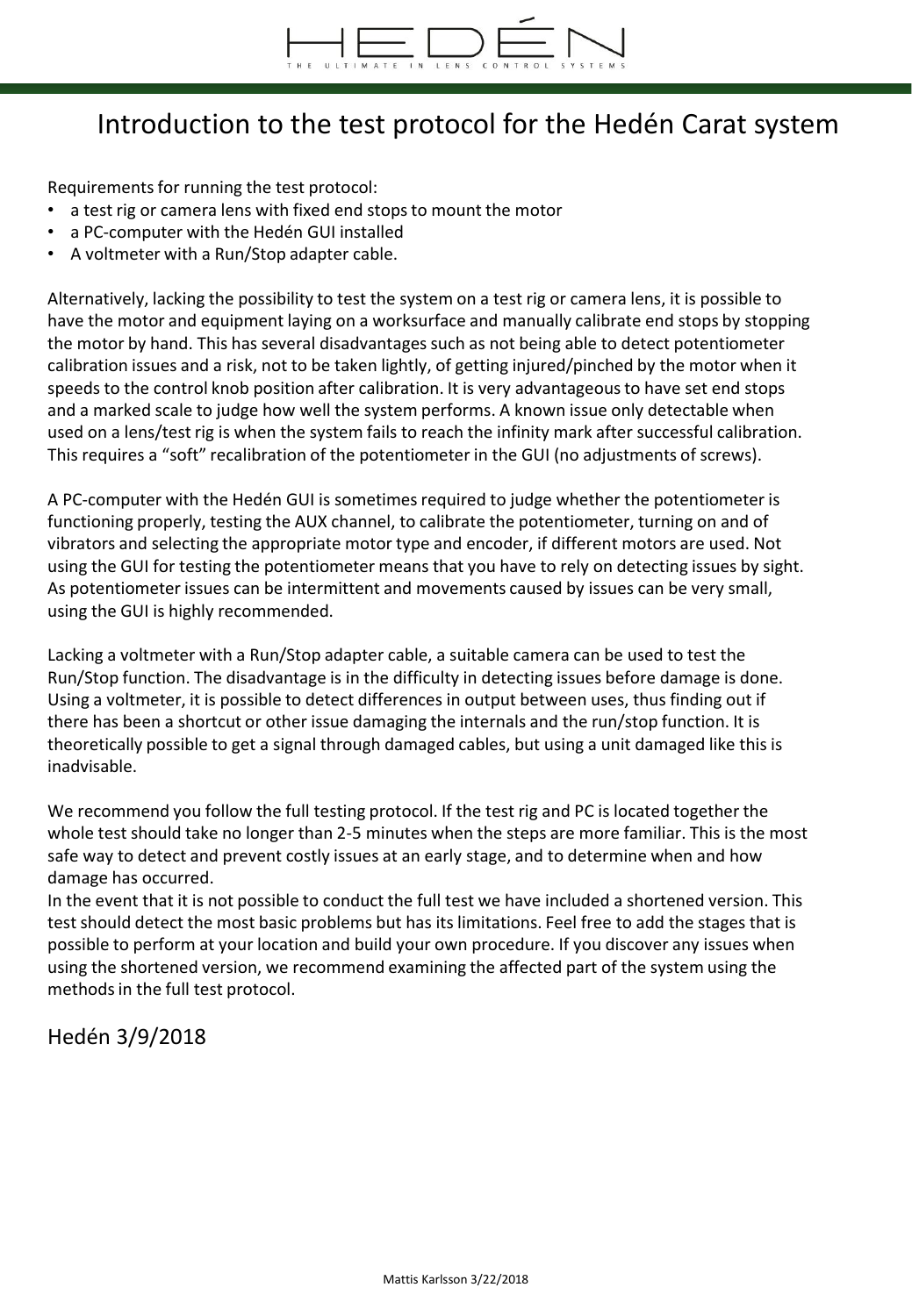# Introduction to the test protocol for the Hedén Carat system

Requirements for running the test protocol:

- a test rig or camera lens with fixed end stops to mount the motor
- a PC-computer with the Hedén GUI installed
- A voltmeter with a Run/Stop adapter cable.

Alternatively, lacking the possibility to test the system on a test rig or camera lens, it is possible to have the motor and equipment laying on a worksurface and manually calibrate end stops by stopping the motor by hand. This has several disadvantages such as not being able to detect potentiometer calibration issues and a risk, not to be taken lightly, of getting injured/pinched by the motor when it speeds to the control knob position after calibration. It is very advantageous to have set end stops and a marked scale to judge how well the system performs. A known issue only detectable when used on a lens/test rig is when the system fails to reach the infinity mark after successful calibration. This requires a "soft" recalibration of the potentiometer in the GUI (no adjustments of screws).

A PC-computer with the Hedén GUI is sometimes required to judge whether the potentiometer is functioning properly, testing the AUX channel, to calibrate the potentiometer, turning on and of vibrators and selecting the appropriate motor type and encoder, if different motors are used. Not using the GUI for testing the potentiometer means that you have to rely on detecting issues by sight. As potentiometer issues can be intermittent and movements caused by issues can be very small, using the GUI is highly recommended.

Lacking a voltmeter with a Run/Stop adapter cable, a suitable camera can be used to test the Run/Stop function. The disadvantage is in the difficulty in detecting issues before damage is done. Using a voltmeter, it is possible to detect differences in output between uses, thus finding out if there has been a shortcut or other issue damaging the internals and the run/stop function. It is theoretically possible to get a signal through damaged cables, but using a unit damaged like this is inadvisable.

We recommend you follow the full testing protocol. If the test rig and PC is located together the whole test should take no longer than 2-5 minutes when the steps are more familiar. This is the most safe way to detect and prevent costly issues at an early stage, and to determine when and how damage has occurred.
In the event that it is not possible to conduct the full test we have included a shortened version. This test should detect the most basic problems but has its limitations. Feel free to add the stages that is possible to perform at your location and build your own procedure. If you discover any issues when using the shortened version, we recommend examining the affected part of the system using the methods in the full test protocol.

Hedén 3/9/2018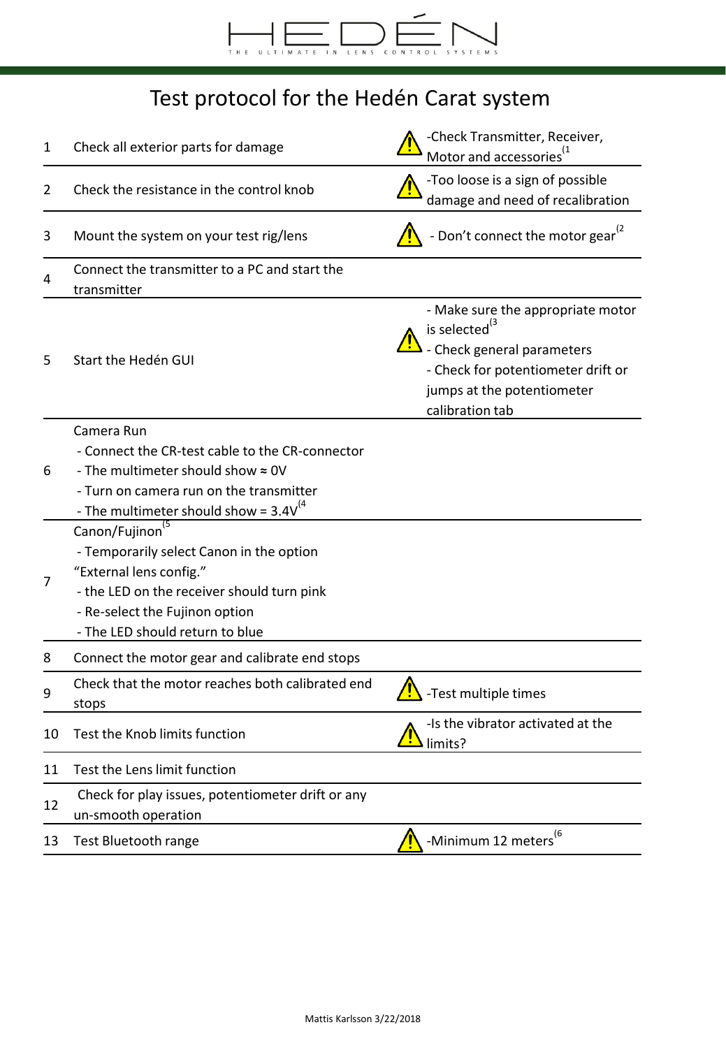HEDÉN

THE ULTIMATE IN LENS CONTROL SYSTEMS

# Test protocol for the Hedén Carat system

| | | |
|---|---|---|
| 1 | Check all exterior parts for damage | ⚠ -Check Transmitter, Receiver, Motor and accessories[1] |
| 2 | Check the resistance in the control knob | ⚠ -Too loose is a sign of possible damage and need of recalibration |
| 3 | Mount the system on your test rig/lens | ⚠ - Don't connect the motor gear[2] |
| 4 | Connect the transmitter to a PC and start the transmitter | |
| 5 | Start the Hedén GUI | ⚠ - Make sure the appropriate motor is selected[3]<br>- Check general parameters<br>- Check for potentiometer drift or jumps at the potentiometer calibration tab |
| 6 | Camera Run<br>- Connect the CR-test cable to the CR-connector<br>- The multimeter should show ≈ 0V<br>- Turn on camera run on the transmitter<br>- The multimeter should show = 3.4V[4] | |
| 7 | Canon/Fujinon[5]<br>- Temporarily select Canon in the option "External lens config."<br>- the LED on the receiver should turn pink<br>- Re-select the Fujinon option<br>- The LED should return to blue | |
| 8 | Connect the motor gear and calibrate end stops | |
| 9 | Check that the motor reaches both calibrated end stops | ⚠ -Test multiple times |
| 10 | Test the Knob limits function | ⚠ -Is the vibrator activated at the limits? |
| 11 | Test the Lens limit function | |
| 12 | Check for play issues, potentiometer drift or any un-smooth operation | |
| 13 | Test Bluetooth range | ⚠ -Minimum 12 meters[6] |

Mattis Karlsson 3/22/2018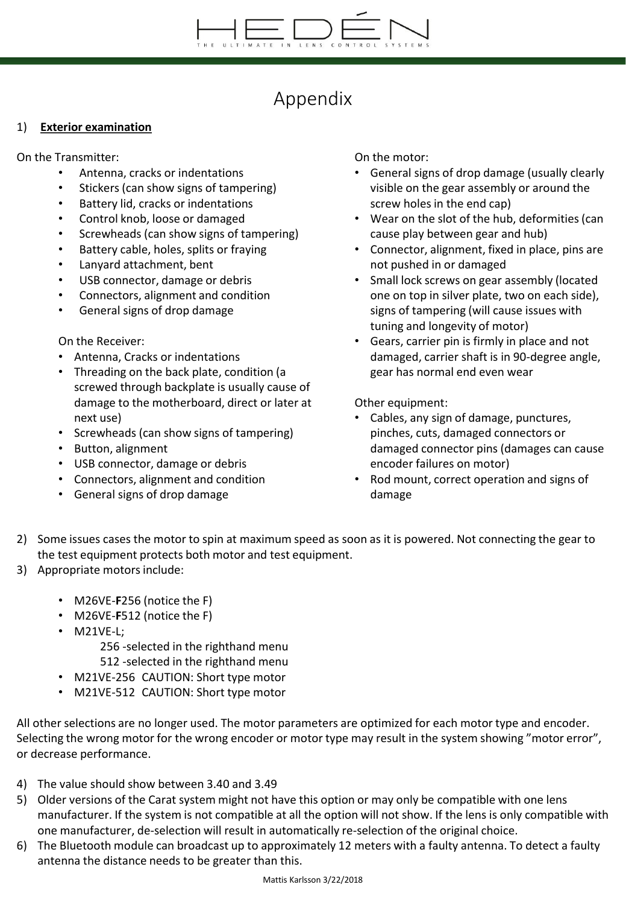# Appendix

1) **Exterior examination**

On the Transmitter:

- Antenna, cracks or indentations
- Stickers (can show signs of tampering)
- Battery lid, cracks or indentations
- Control knob, loose or damaged
- Screwheads (can show signs of tampering)
- Battery cable, holes, splits or fraying
- Lanyard attachment, bent
- USB connector, damage or debris
- Connectors, alignment and condition
- General signs of drop damage

On the Receiver:

- Antenna, Cracks or indentations
- Threading on the back plate, condition (a screwed through backplate is usually cause of damage to the motherboard, direct or later at next use)
- Screwheads (can show signs of tampering)
- Button, alignment
- USB connector, damage or debris
- Connectors, alignment and condition
- General signs of drop damage

On the motor:

- General signs of drop damage (usually clearly visible on the gear assembly or around the screw holes in the end cap)
- Wear on the slot of the hub, deformities (can cause play between gear and hub)
- Connector, alignment, fixed in place, pins are not pushed in or damaged
- Small lock screws on gear assembly (located one on top in silver plate, two on each side), signs of tampering (will cause issues with tuning and longevity of motor)
- Gears, carrier pin is firmly in place and not damaged, carrier shaft is in 90-degree angle, gear has normal end even wear

Other equipment:

- Cables, any sign of damage, punctures, pinches, cuts, damaged connectors or damaged connector pins (damages can cause encoder failures on motor)
- Rod mount, correct operation and signs of damage

2) Some issues cases the motor to spin at maximum speed as soon as it is powered. Not connecting the gear to the test equipment protects both motor and test equipment.

3) Appropriate motors include:

- M26VE-**F**256 (notice the F)
- M26VE-**F**512 (notice the F)
- M21VE-L;
  - 256 -selected in the righthand menu
  - 512 -selected in the righthand menu
- M21VE-256 CAUTION: Short type motor
- M21VE-512 CAUTION: Short type motor

All other selections are no longer used. The motor parameters are optimized for each motor type and encoder. Selecting the wrong motor for the wrong encoder or motor type may result in the system showing ”motor error”, or decrease performance.

4) The value should show between 3.40 and 3.49

5) Older versions of the Carat system might not have this option or may only be compatible with one lens manufacturer. If the system is not compatible at all the option will not show. If the lens is only compatible with one manufacturer, de-selection will result in automatically re-selection of the original choice.

6) The Bluetooth module can broadcast up to approximately 12 meters with a faulty antenna. To detect a faulty antenna the distance needs to be greater than this.

Mattis Karlsson 3/22/2018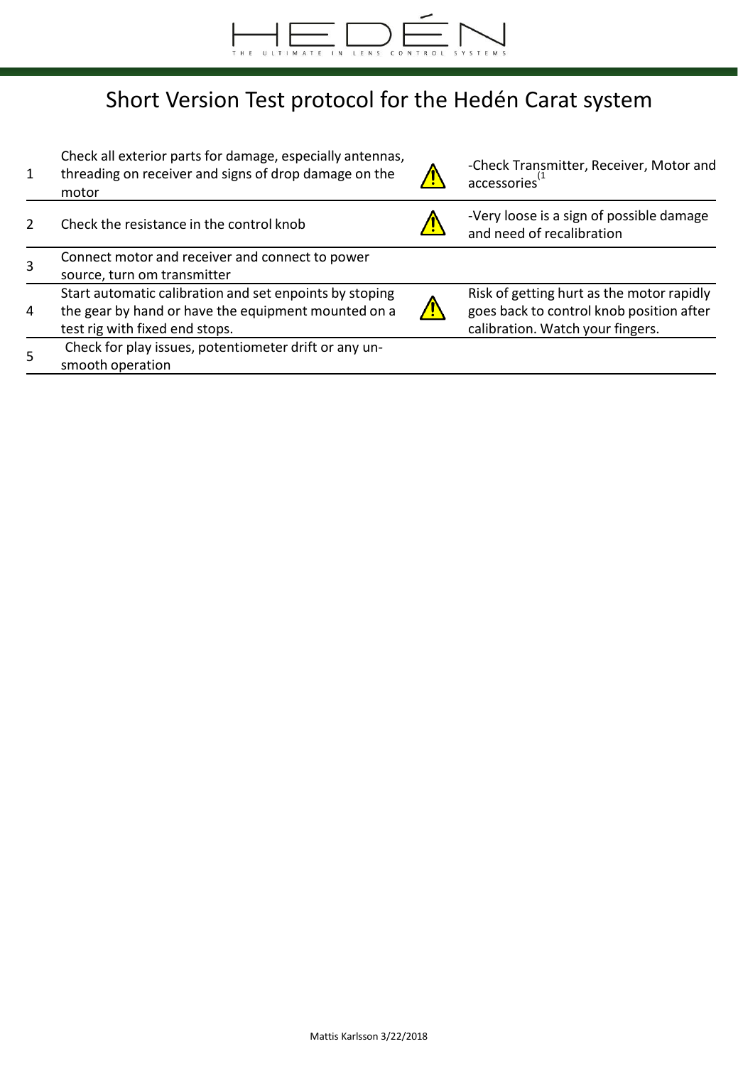HEDÉN

THE ULTIMATE IN LENS CONTROL SYSTEMS

# Short Version Test protocol for the Hedén Carat system

| | | | |
|---|---|---|---|
| 1 | Check all exterior parts for damage, especially antennas, threading on receiver and signs of drop damage on the motor | ⚠ | -Check Transmitter, Receiver, Motor and accessories[(1] |
| 2 | Check the resistance in the control knob | ⚠ | -Very loose is a sign of possible damage and need of recalibration |
| 3 | Connect motor and receiver and connect to power source, turn om transmitter | | |
| 4 | Start automatic calibration and set enpoints by stoping the gear by hand or have the equipment mounted on a test rig with fixed end stops. | ⚠ | Risk of getting hurt as the motor rapidly goes back to control knob position after calibration. Watch your fingers. |
| 5 | Check for play issues, potentiometer drift or any un-smooth operation | | |

Mattis Karlsson 3/22/2018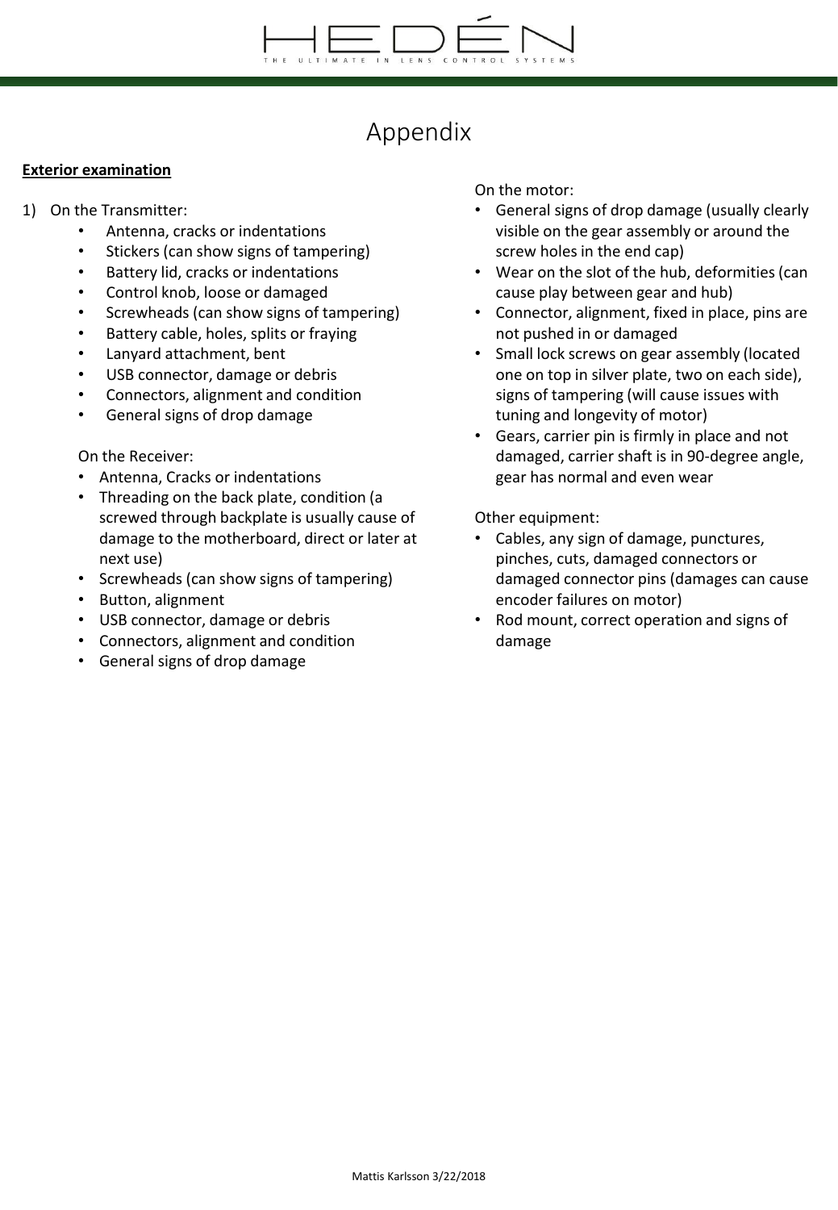# Appendix

**Exterior examination**

1) On the Transmitter:
   - Antenna, cracks or indentations
   - Stickers (can show signs of tampering)
   - Battery lid, cracks or indentations
   - Control knob, loose or damaged
   - Screwheads (can show signs of tampering)
   - Battery cable, holes, splits or fraying
   - Lanyard attachment, bent
   - USB connector, damage or debris
   - Connectors, alignment and condition
   - General signs of drop damage

   On the Receiver:
   - Antenna, Cracks or indentations
   - Threading on the back plate, condition (a screwed through backplate is usually cause of damage to the motherboard, direct or later at next use)
   - Screwheads (can show signs of tampering)
   - Button, alignment
   - USB connector, damage or debris
   - Connectors, alignment and condition
   - General signs of drop damage

On the motor:
- General signs of drop damage (usually clearly visible on the gear assembly or around the screw holes in the end cap)
- Wear on the slot of the hub, deformities (can cause play between gear and hub)
- Connector, alignment, fixed in place, pins are not pushed in or damaged
- Small lock screws on gear assembly (located one on top in silver plate, two on each side), signs of tampering (will cause issues with tuning and longevity of motor)
- Gears, carrier pin is firmly in place and not damaged, carrier shaft is in 90-degree angle, gear has normal and even wear

Other equipment:
- Cables, any sign of damage, punctures, pinches, cuts, damaged connectors or damaged connector pins (damages can cause encoder failures on motor)
- Rod mount, correct operation and signs of damage

Mattis Karlsson 3/22/2018